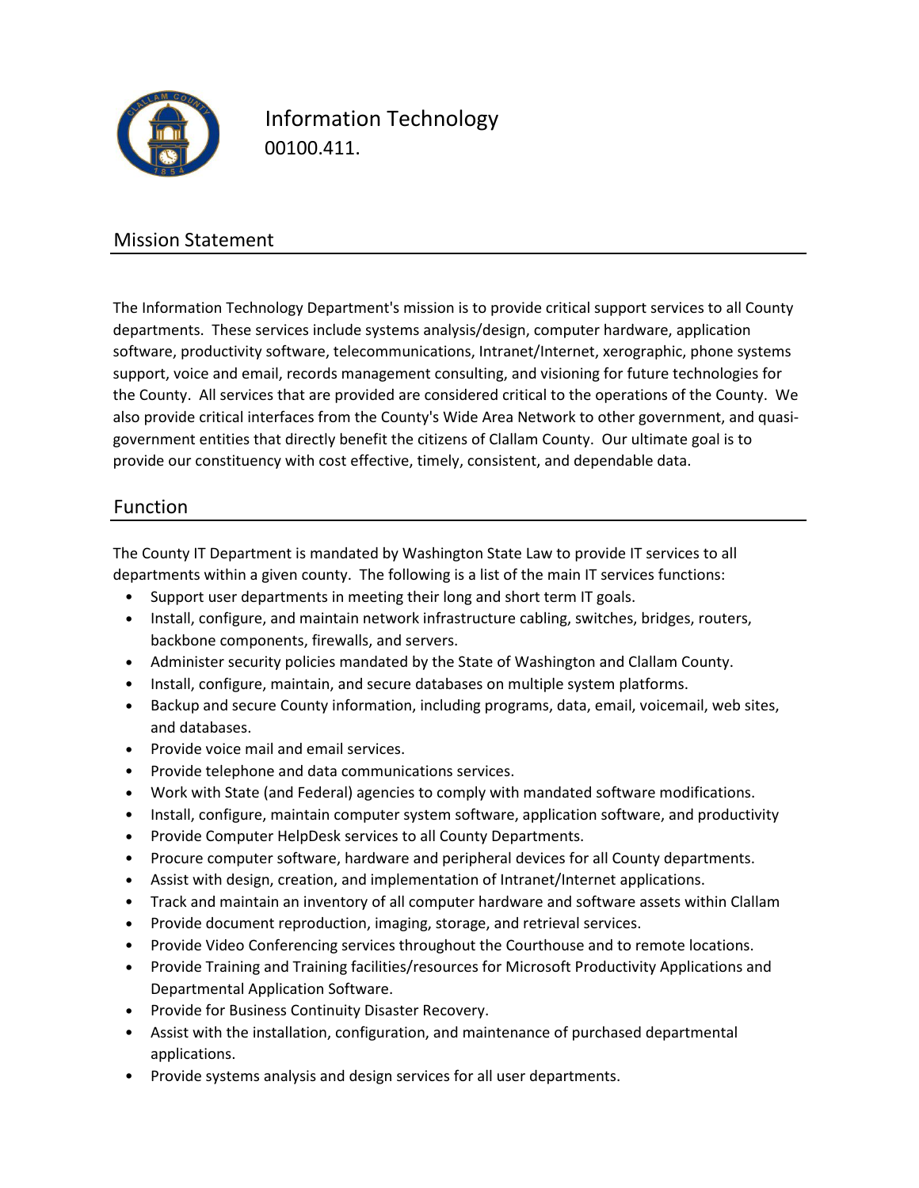# Information Technology

00100.411.

## Mission Statement

The Information Technology Department's mission is to provide critical support services to all County departments. These services include systems analysis/design, computer hardware, application software, productivity software, telecommunications, Intranet/Internet, xerographic, phone systems support, voice and email, records management consulting, and visioning for future technologies for the County. All services that are provided are considered critical to the operations of the County. We also provide critical interfaces from the County's Wide Area Network to other government, and quasi-government entities that directly benefit the citizens of Clallam County. Our ultimate goal is to provide our constituency with cost effective, timely, consistent, and dependable data.

## Function

The County IT Department is mandated by Washington State Law to provide IT services to all departments within a given county. The following is a list of the main IT services functions:

- Support user departments in meeting their long and short term IT goals.
- Install, configure, and maintain network infrastructure cabling, switches, bridges, routers, backbone components, firewalls, and servers.
- Administer security policies mandated by the State of Washington and Clallam County.
- Install, configure, maintain, and secure databases on multiple system platforms.
- Backup and secure County information, including programs, data, email, voicemail, web sites, and databases.
- Provide voice mail and email services.
- Provide telephone and data communications services.
- Work with State (and Federal) agencies to comply with mandated software modifications.
- Install, configure, maintain computer system software, application software, and productivity
- Provide Computer HelpDesk services to all County Departments.
- Procure computer software, hardware and peripheral devices for all County departments.
- Assist with design, creation, and implementation of Intranet/Internet applications.
- Track and maintain an inventory of all computer hardware and software assets within Clallam
- Provide document reproduction, imaging, storage, and retrieval services.
- Provide Video Conferencing services throughout the Courthouse and to remote locations.
- Provide Training and Training facilities/resources for Microsoft Productivity Applications and Departmental Application Software.
- Provide for Business Continuity Disaster Recovery.
- Assist with the installation, configuration, and maintenance of purchased departmental applications.
- Provide systems analysis and design services for all user departments.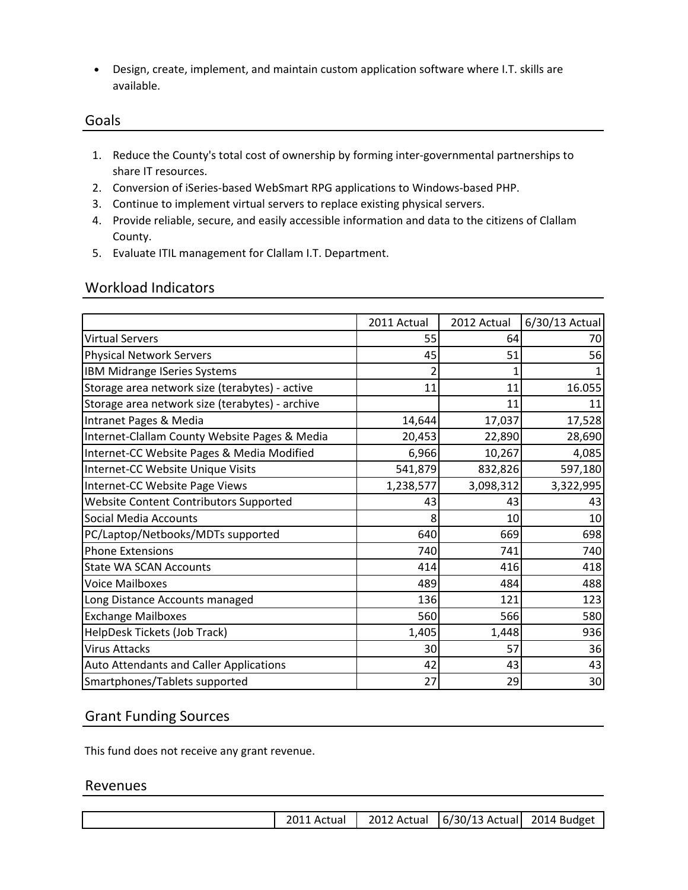- Design, create, implement, and maintain custom application software where I.T. skills are available.

## Goals

1. Reduce the County's total cost of ownership by forming inter-governmental partnerships to share IT resources.
2. Conversion of iSeries-based WebSmart RPG applications to Windows-based PHP.
3. Continue to implement virtual servers to replace existing physical servers.
4. Provide reliable, secure, and easily accessible information and data to the citizens of Clallam County.
5. Evaluate ITIL management for Clallam I.T. Department.

## Workload Indicators

| | 2011 Actual | 2012 Actual | 6/30/13 Actual |
|---|---|---|---|
| Virtual Servers | 55 | 64 | 70 |
| Physical Network Servers | 45 | 51 | 56 |
| IBM Midrange ISeries Systems | 2 | 1 | 1 |
| Storage area network size (terabytes) - active | 11 | 11 | 16.055 |
| Storage area network size (terabytes) - archive | | 11 | 11 |
| Intranet Pages & Media | 14,644 | 17,037 | 17,528 |
| Internet-Clallam County Website Pages & Media | 20,453 | 22,890 | 28,690 |
| Internet-CC Website Pages & Media Modified | 6,966 | 10,267 | 4,085 |
| Internet-CC Website Unique Visits | 541,879 | 832,826 | 597,180 |
| Internet-CC Website Page Views | 1,238,577 | 3,098,312 | 3,322,995 |
| Website Content Contributors Supported | 43 | 43 | 43 |
| Social Media Accounts | 8 | 10 | 10 |
| PC/Laptop/Netbooks/MDTs supported | 640 | 669 | 698 |
| Phone Extensions | 740 | 741 | 740 |
| State WA SCAN Accounts | 414 | 416 | 418 |
| Voice Mailboxes | 489 | 484 | 488 |
| Long Distance Accounts managed | 136 | 121 | 123 |
| Exchange Mailboxes | 560 | 566 | 580 |
| HelpDesk Tickets (Job Track) | 1,405 | 1,448 | 936 |
| Virus Attacks | 30 | 57 | 36 |
| Auto Attendants and Caller Applications | 42 | 43 | 43 |
| Smartphones/Tablets supported | 27 | 29 | 30 |

## Grant Funding Sources

This fund does not receive any grant revenue.

## Revenues

| | 2011 Actual | 2012 Actual | 6/30/13 Actual | 2014 Budget |
|---|---|---|---|---|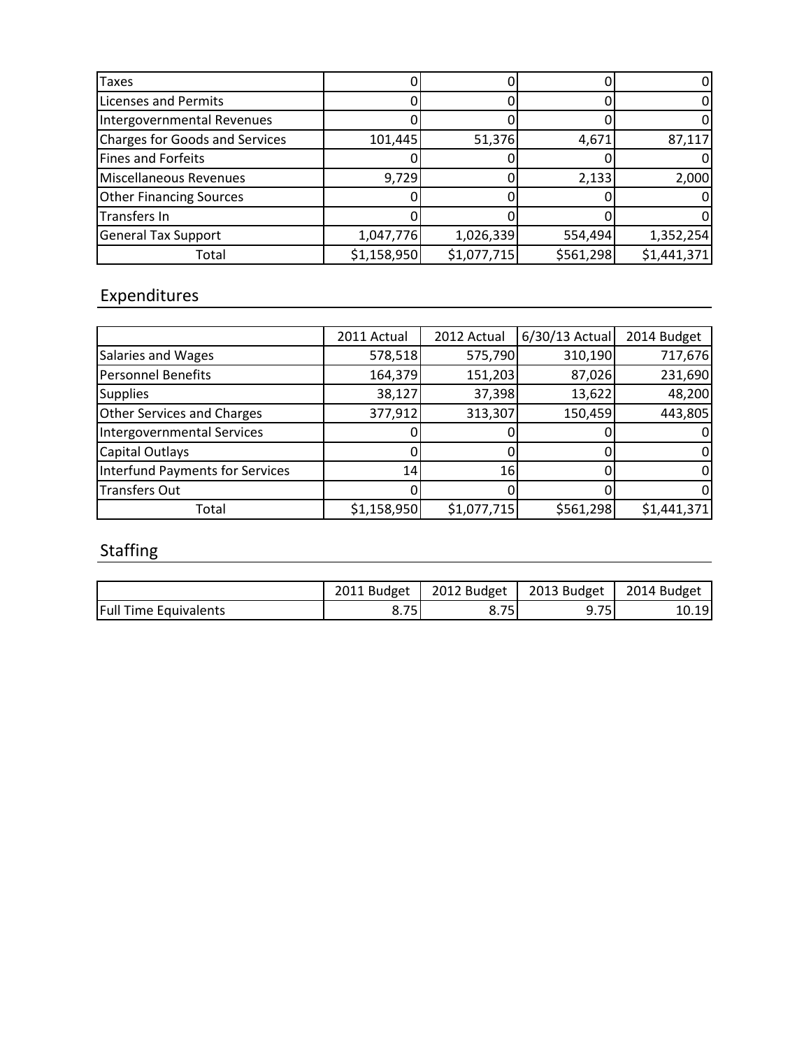| | | | | |
|---|---|---|---|---|
| Taxes | 0 | 0 | 0 | 0 |
| Licenses and Permits | 0 | 0 | 0 | 0 |
| Intergovernmental Revenues | 0 | 0 | 0 | 0 |
| Charges for Goods and Services | 101,445 | 51,376 | 4,671 | 87,117 |
| Fines and Forfeits | 0 | 0 | 0 | 0 |
| Miscellaneous Revenues | 9,729 | 0 | 2,133 | 2,000 |
| Other Financing Sources | 0 | 0 | 0 | 0 |
| Transfers In | 0 | 0 | 0 | 0 |
| General Tax Support | 1,047,776 | 1,026,339 | 554,494 | 1,352,254 |
| Total | $1,158,950 | $1,077,715 | $561,298 | $1,441,371 |

## Expenditures

| | 2011 Actual | 2012 Actual | 6/30/13 Actual | 2014 Budget |
|---|---|---|---|---|
| Salaries and Wages | 578,518 | 575,790 | 310,190 | 717,676 |
| Personnel Benefits | 164,379 | 151,203 | 87,026 | 231,690 |
| Supplies | 38,127 | 37,398 | 13,622 | 48,200 |
| Other Services and Charges | 377,912 | 313,307 | 150,459 | 443,805 |
| Intergovernmental Services | 0 | 0 | 0 | 0 |
| Capital Outlays | 0 | 0 | 0 | 0 |
| Interfund Payments for Services | 14 | 16 | 0 | 0 |
| Transfers Out | 0 | 0 | 0 | 0 |
| Total | $1,158,950 | $1,077,715 | $561,298 | $1,441,371 |

## Staffing

| | 2011 Budget | 2012 Budget | 2013 Budget | 2014 Budget |
|---|---|---|---|---|
| Full Time Equivalents | 8.75 | 8.75 | 9.75 | 10.19 |